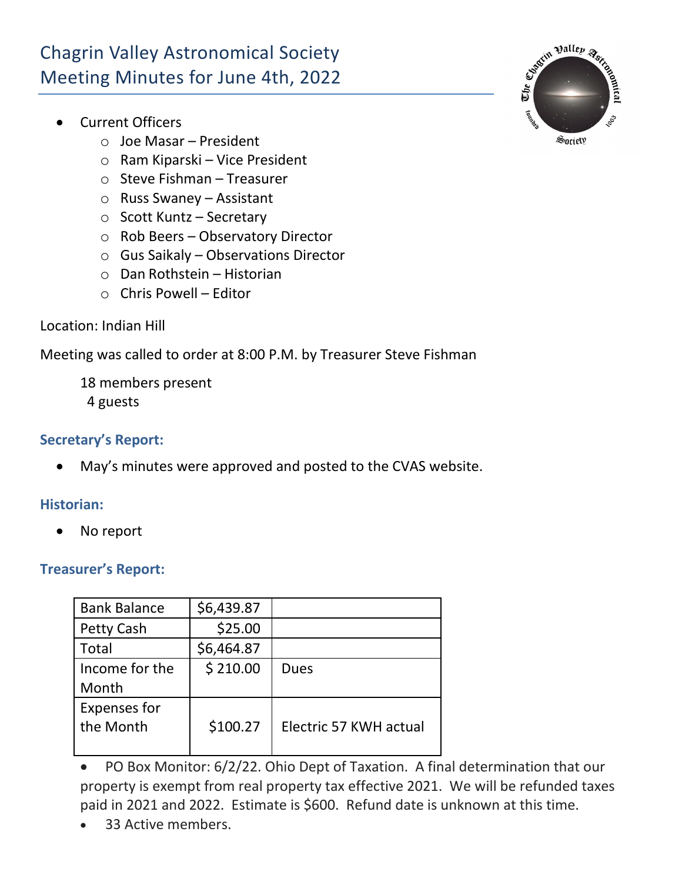# Chagrin Valley Astronomical Society
# Meeting Minutes for June 4th, 2022

- Current Officers
  - Joe Masar – President
  - Ram Kiparski – Vice President
  - Steve Fishman – Treasurer
  - Russ Swaney – Assistant
  - Scott Kuntz – Secretary
  - Rob Beers – Observatory Director
  - Gus Saikaly – Observations Director
  - Dan Rothstein – Historian
  - Chris Powell – Editor

Location: Indian Hill

Meeting was called to order at 8:00 P.M. by Treasurer Steve Fishman

18 members present
4 guests

### Secretary's Report:

- May's minutes were approved and posted to the CVAS website.

### Historian:

- No report

### Treasurer's Report:

| Bank Balance | $6,439.87 | |
|---|---|---|
| Petty Cash | $25.00 | |
| Total | $6,464.87 | |
| Income for the Month | $ 210.00 | Dues |
| Expenses for the Month | $100.27 | Electric 57 KWH actual |

- PO Box Monitor: 6/2/22. Ohio Dept of Taxation. A final determination that our property is exempt from real property tax effective 2021. We will be refunded taxes paid in 2021 and 2022. Estimate is $600. Refund date is unknown at this time.
- 33 Active members.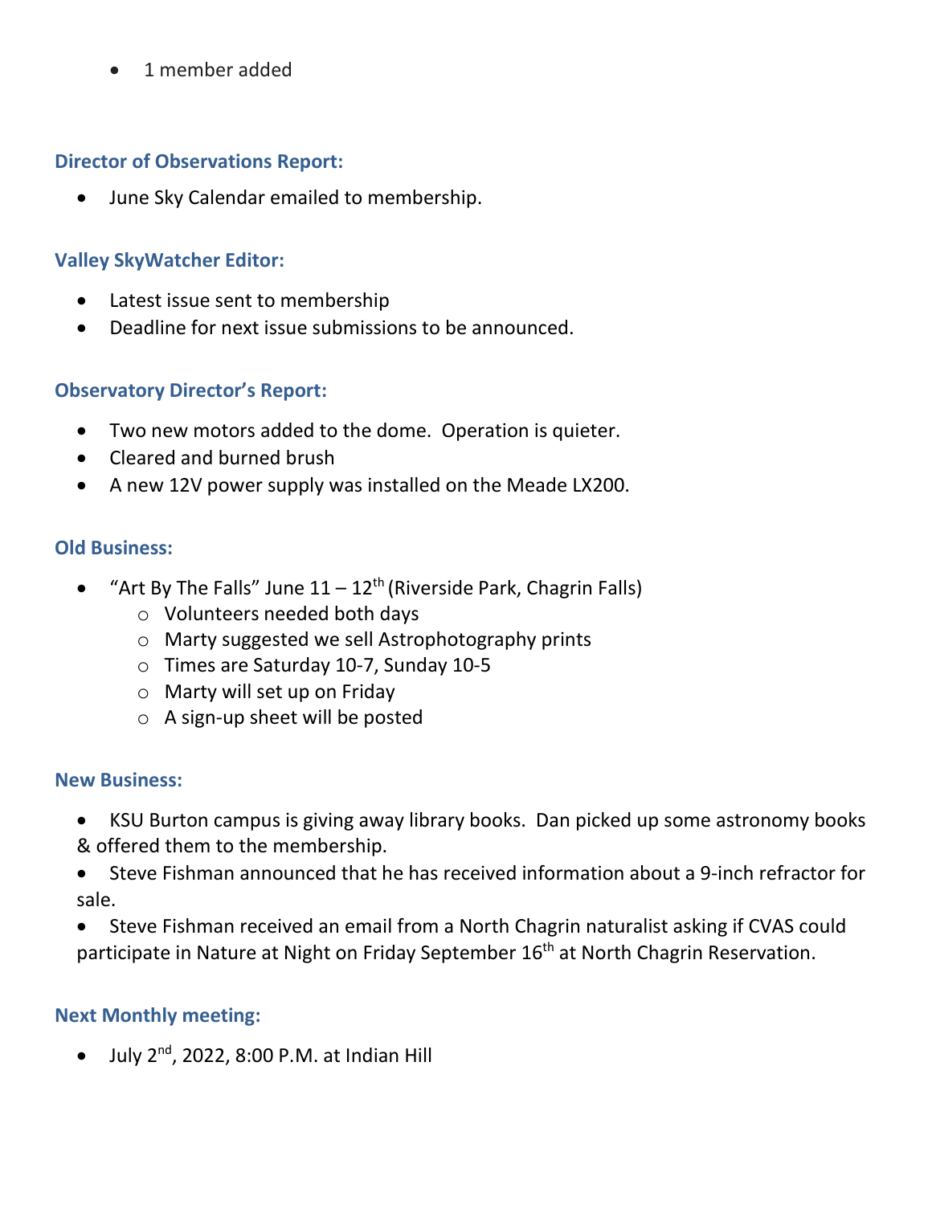- 1 member added

### Director of Observations Report:

- June Sky Calendar emailed to membership.

### Valley SkyWatcher Editor:

- Latest issue sent to membership
- Deadline for next issue submissions to be announced.

### Observatory Director's Report:

- Two new motors added to the dome. Operation is quieter.
- Cleared and burned brush
- A new 12V power supply was installed on the Meade LX200.

### Old Business:

- "Art By The Falls" June 11 – 12th (Riverside Park, Chagrin Falls)
  - Volunteers needed both days
  - Marty suggested we sell Astrophotography prints
  - Times are Saturday 10-7, Sunday 10-5
  - Marty will set up on Friday
  - A sign-up sheet will be posted

### New Business:

- KSU Burton campus is giving away library books. Dan picked up some astronomy books & offered them to the membership.
- Steve Fishman announced that he has received information about a 9-inch refractor for sale.
- Steve Fishman received an email from a North Chagrin naturalist asking if CVAS could participate in Nature at Night on Friday September 16th at North Chagrin Reservation.

### Next Monthly meeting:

- July 2nd, 2022, 8:00 P.M. at Indian Hill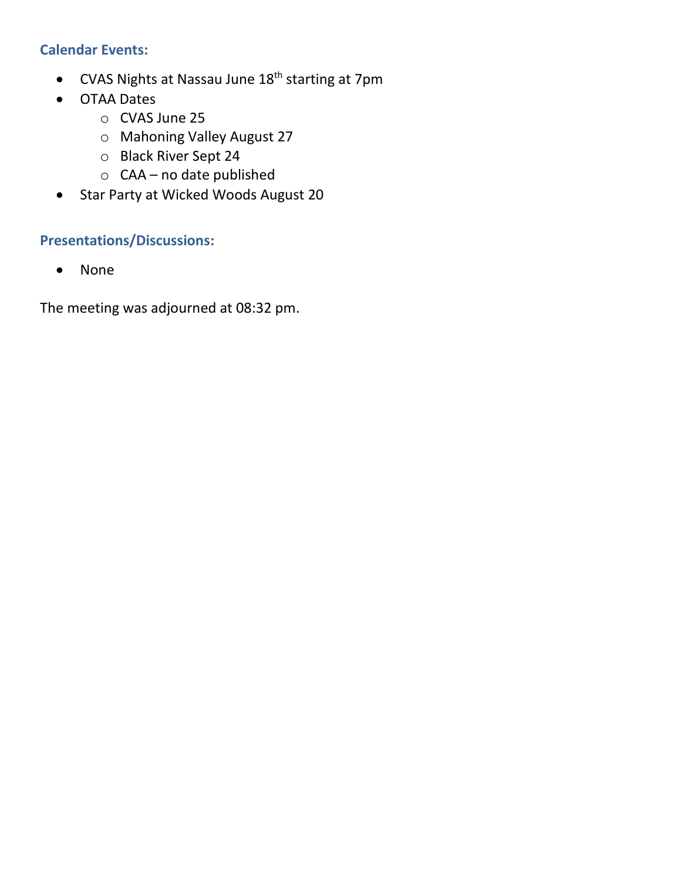### Calendar Events:

- CVAS Nights at Nassau June 18th starting at 7pm
- OTAA Dates
    - CVAS June 25
    - Mahoning Valley August 27
    - Black River Sept 24
    - CAA – no date published
- Star Party at Wicked Woods August 20

### Presentations/Discussions:

- None

The meeting was adjourned at 08:32 pm.